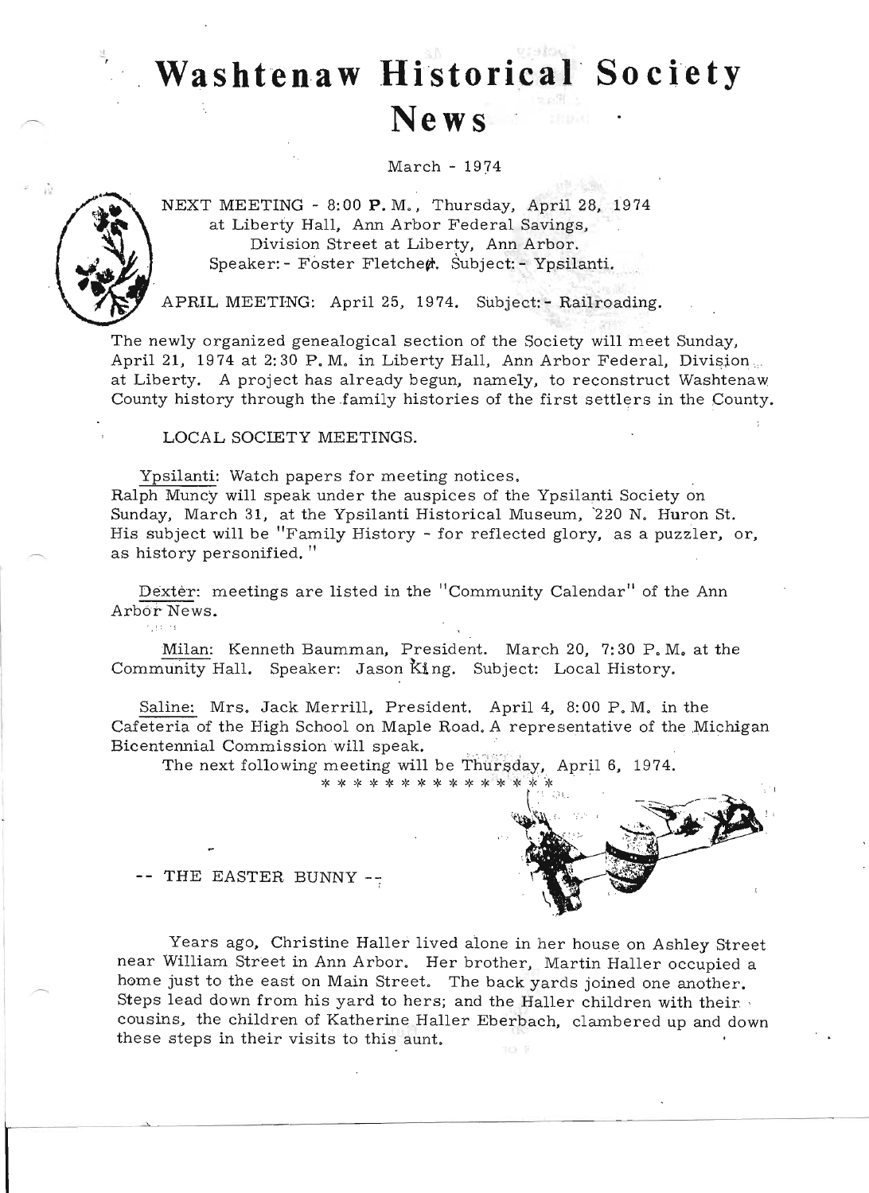# Washtenaw Historical Society News

March - 1974

NEXT MEETING - 8:00 P. M., Thursday, April 28, 1974 at Liberty Hall, Ann Arbor Federal Savings, Division Street at Liberty, Ann Arbor. Speaker: - Foster Fletcher. Subject: - Ypsilanti.

APRIL MEETING: April 25, 1974. Subject: - Railroading.

The newly organized genealogical section of the Society will meet Sunday, April 21, 1974 at 2:30 P. M. in Liberty Hall, Ann Arbor Federal, Division at Liberty. A project has already begun, namely, to reconstruct Washtenaw County history through the family histories of the first settlers in the County.

LOCAL SOCIETY MEETINGS.

Ypsilanti: Watch papers for meeting notices.
Ralph Muncy will speak under the auspices of the Ypsilanti Society on Sunday, March 31, at the Ypsilanti Historical Museum, 220 N. Huron St. His subject will be "Family History - for reflected glory, as a puzzler, or, as history personified."

Dexter: meetings are listed in the "Community Calendar" of the Ann Arbor News.

Milan: Kenneth Baumman, President. March 20, 7:30 P. M. at the Community Hall. Speaker: Jason King. Subject: Local History.

Saline: Mrs. Jack Merrill, President. April 4, 8:00 P. M. in the Cafeteria of the High School on Maple Road. A representative of the Michigan Bicentennial Commission will speak.

The next following meeting will be Thursday, April 6, 1974.

\* \* \* \* \* \* \* \* \* \* \* \* \* \* \*

-- THE EASTER BUNNY --

Years ago, Christine Haller lived alone in her house on Ashley Street near William Street in Ann Arbor. Her brother, Martin Haller occupied a home just to the east on Main Street. The back yards joined one another. Steps lead down from his yard to hers; and the Haller children with their cousins, the children of Katherine Haller Eberbach, clambered up and down these steps in their visits to this aunt.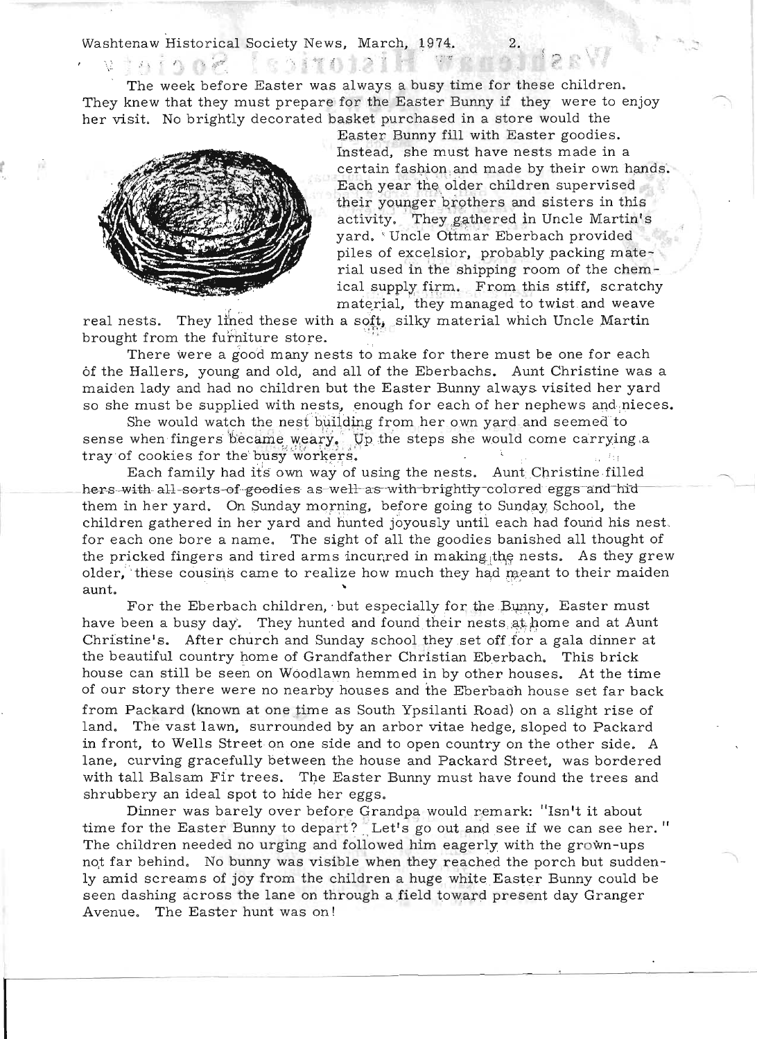The week before Easter was always a busy time for these children. They knew that they must prepare for the Easter Bunny if they were to enjoy her visit. No brightly decorated basket purchased in a store would the Easter Bunny fill with Easter goodies. Instead, she must have nests made in a certain fashion and made by their own hands. Each year the older children supervised their younger brothers and sisters in this activity. They gathered in Uncle Martin's yard. Uncle Ottmar Eberbach provided piles of excelsior, probably packing material used in the shipping room of the chemical supply firm. From this stiff, scratchy material, they managed to twist and weave real nests. They lined these with a soft, silky material which Uncle Martin brought from the furniture store.

There were a good many nests to make for there must be one for each of the Hallers, young and old, and all of the Eberbachs. Aunt Christine was a maiden lady and had no children but the Easter Bunny always visited her yard so she must be supplied with nests, enough for each of her nephews and nieces.

She would watch the nest building from her own yard and seemed to sense when fingers became weary. Up the steps she would come carrying a tray of cookies for the busy workers.

Each family had its own way of using the nests. Aunt Christine filled hers with all sorts of goodies as well as with brightly colored eggs and hid them in her yard. On Sunday morning, before going to Sunday School, the children gathered in her yard and hunted joyously until each had found his nest, for each one bore a name. The sight of all the goodies banished all thought of the pricked fingers and tired arms incurred in making the nests. As they grew older, these cousins came to realize how much they had meant to their maiden aunt.

For the Eberbach children, but especially for the Bunny, Easter must have been a busy day. They hunted and found their nests at home and at Aunt Christine's. After church and Sunday school they set off for a gala dinner at the beautiful country home of Grandfather Christian Eberbach. This brick house can still be seen on Woodlawn hemmed in by other houses. At the time of our story there were no nearby houses and the Eberbach house set far back from Packard (known at one time as South Ypsilanti Road) on a slight rise of land. The vast lawn, surrounded by an arbor vitae hedge, sloped to Packard in front, to Wells Street on one side and to open country on the other side. A lane, curving gracefully between the house and Packard Street, was bordered with tall Balsam Fir trees. The Easter Bunny must have found the trees and shrubbery an ideal spot to hide her eggs.

Dinner was barely over before Grandpa would remark: "Isn't it about time for the Easter Bunny to depart? Let's go out and see if we can see her." The children needed no urging and followed him eagerly with the grown-ups not far behind. No bunny was visible when they reached the porch but suddenly amid screams of joy from the children a huge white Easter Bunny could be seen dashing across the lane on through a field toward present day Granger Avenue. The Easter hunt was on!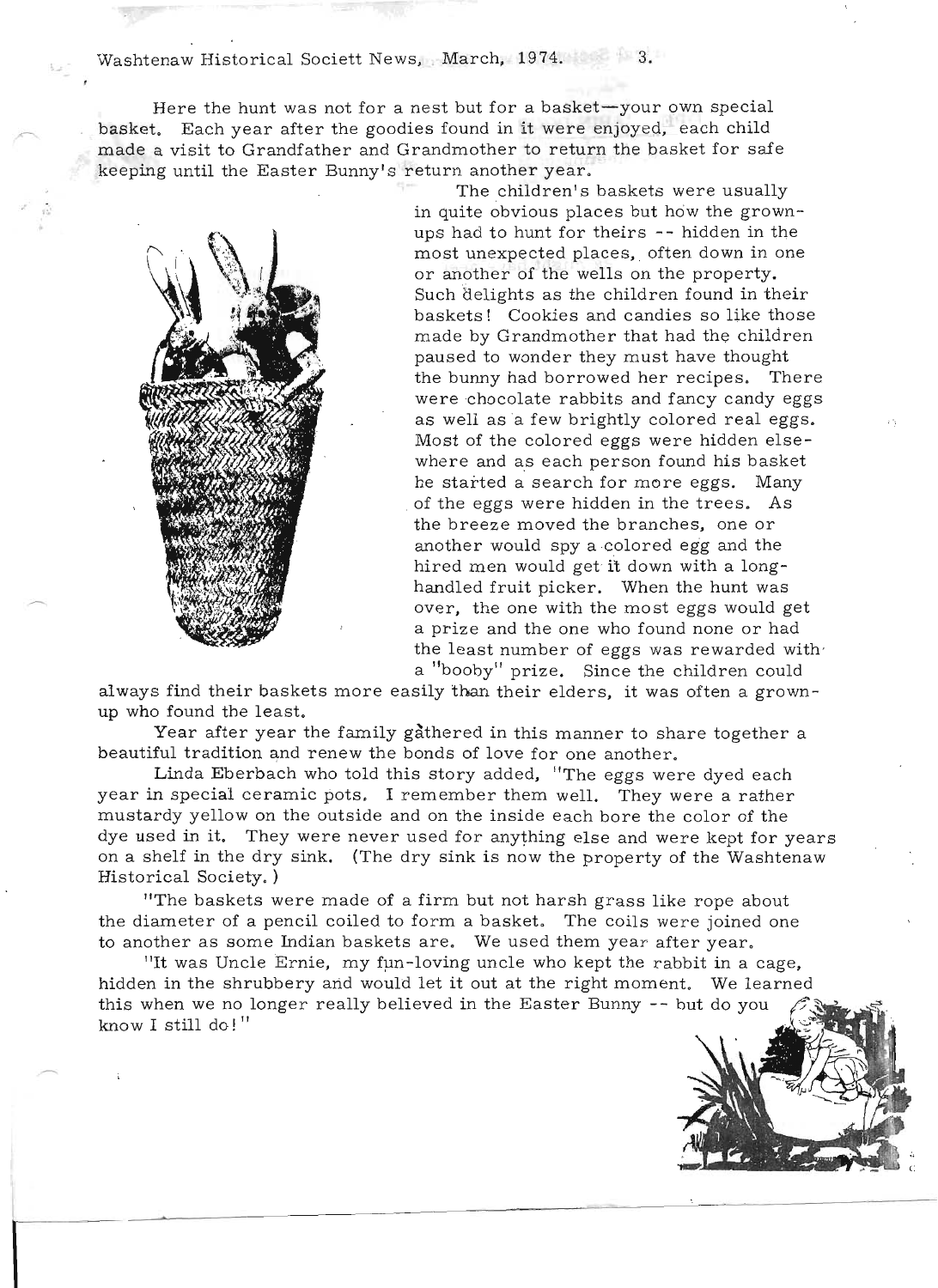Here the hunt was not for a nest but for a basket—your own special basket. Each year after the goodies found in it were enjoyed, each child made a visit to Grandfather and Grandmother to return the basket for safe keeping until the Easter Bunny's return another year.

The children's baskets were usually in quite obvious places but how the grown-ups had to hunt for theirs -- hidden in the most unexpected places, often down in one or another of the wells on the property. Such delights as the children found in their baskets! Cookies and candies so like those made by Grandmother that had the children paused to wonder they must have thought the bunny had borrowed her recipes. There were chocolate rabbits and fancy candy eggs as well as a few brightly colored real eggs. Most of the colored eggs were hidden elsewhere and as each person found his basket he started a search for more eggs. Many of the eggs were hidden in the trees. As the breeze moved the branches, one or another would spy a colored egg and the hired men would get it down with a long-handled fruit picker. When the hunt was over, the one with the most eggs would get a prize and the one who found none or had the least number of eggs was rewarded with a "booby" prize. Since the children could always find their baskets more easily than their elders, it was often a grown-up who found the least.

Year after year the family gathered in this manner to share together a beautiful tradition and renew the bonds of love for one another.

Linda Eberbach who told this story added, "The eggs were dyed each year in special ceramic pots. I remember them well. They were a rather mustardy yellow on the outside and on the inside each bore the color of the dye used in it. They were never used for anything else and were kept for years on a shelf in the dry sink. (The dry sink is now the property of the Washtenaw Historical Society.)

"The baskets were made of a firm but not harsh grass like rope about the diameter of a pencil coiled to form a basket. The coils were joined one to another as some Indian baskets are. We used them year after year.

"It was Uncle Ernie, my fun-loving uncle who kept the rabbit in a cage, hidden in the shrubbery and would let it out at the right moment. We learned this when we no longer really believed in the Easter Bunny -- but do you know I still do!"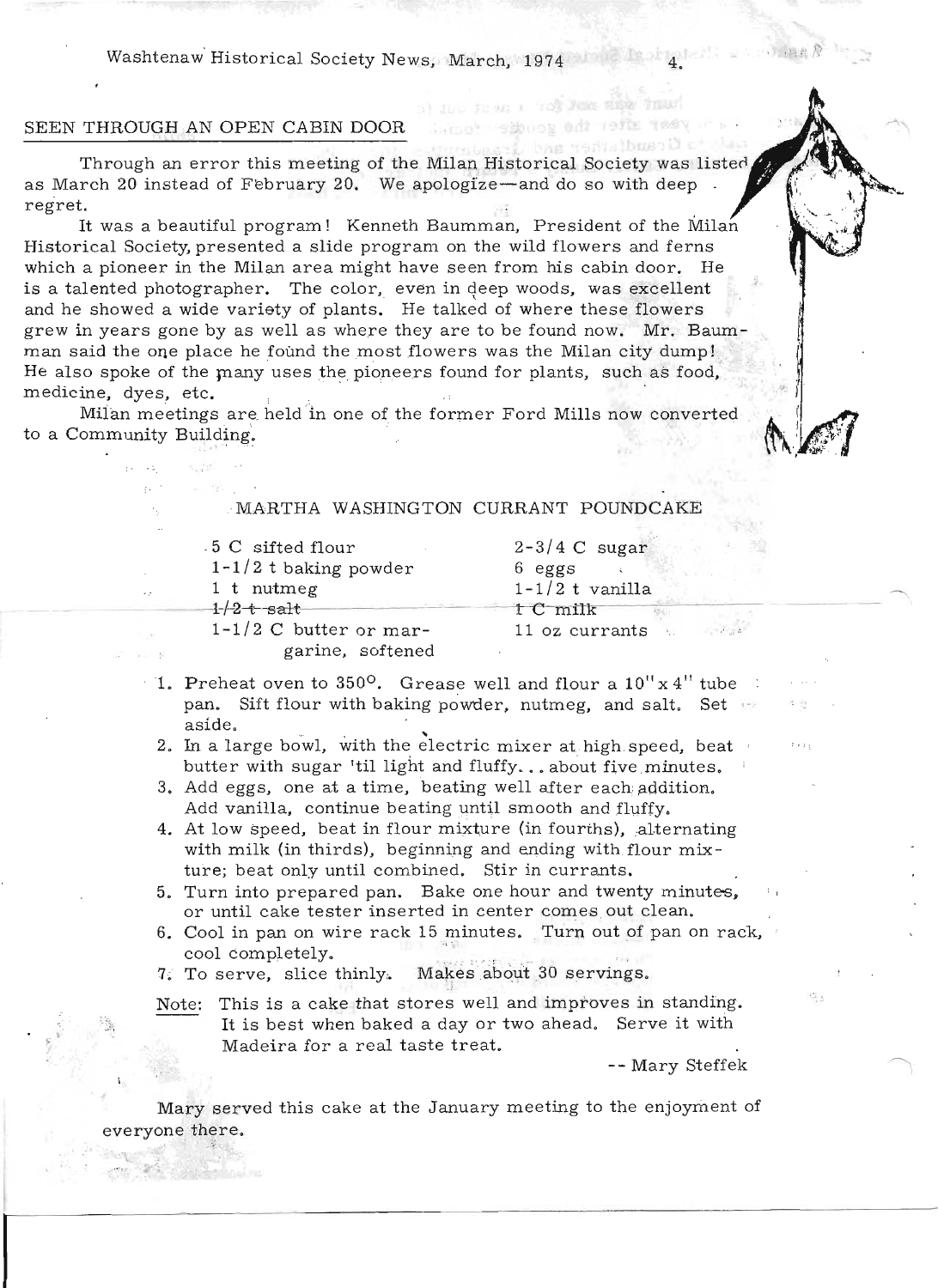## SEEN THROUGH AN OPEN CABIN DOOR

Through an error this meeting of the Milan Historical Society was listed as March 20 instead of February 20. We apologize—and do so with deep regret.

It was a beautiful program! Kenneth Baumman, President of the Milan Historical Society, presented a slide program on the wild flowers and ferns which a pioneer in the Milan area might have seen from his cabin door. He is a talented photographer. The color, even in deep woods, was excellent and he showed a wide variety of plants. He talked of where these flowers grew in years gone by as well as where they are to be found now. Mr. Baumman said the one place he found the most flowers was the Milan city dump! He also spoke of the many uses the pioneers found for plants, such as food, medicine, dyes, etc.

Milan meetings are held in one of the former Ford Mills now converted to a Community Building.

### MARTHA WASHINGTON CURRANT POUNDCAKE

| | |
|---|---|
| 5 C sifted flour | 2-3/4 C sugar |
| 1-1/2 t baking powder | 6 eggs |
| 1 t nutmeg | 1-1/2 t vanilla |
| 1/2 t salt | 1 C milk |
| 1-1/2 C butter or margarine, softened | 11 oz currants |

1. Preheat oven to 350°. Grease well and flour a 10" x 4" tube pan. Sift flour with baking powder, nutmeg, and salt. Set aside.
2. In a large bowl, with the electric mixer at high speed, beat butter with sugar 'til light and fluffy... about five minutes.
3. Add eggs, one at a time, beating well after each addition. Add vanilla, continue beating until smooth and fluffy.
4. At low speed, beat in flour mixture (in fourths), alternating with milk (in thirds), beginning and ending with flour mixture; beat only until combined. Stir in currants.
5. Turn into prepared pan. Bake one hour and twenty minutes, or until cake tester inserted in center comes out clean.
6. Cool in pan on wire rack 15 minutes. Turn out of pan on rack, cool completely.
7. To serve, slice thinly. Makes about 30 servings.

Note: This is a cake that stores well and improves in standing. It is best when baked a day or two ahead. Serve it with Madeira for a real taste treat.

-- Mary Steffek

Mary served this cake at the January meeting to the enjoyment of everyone there.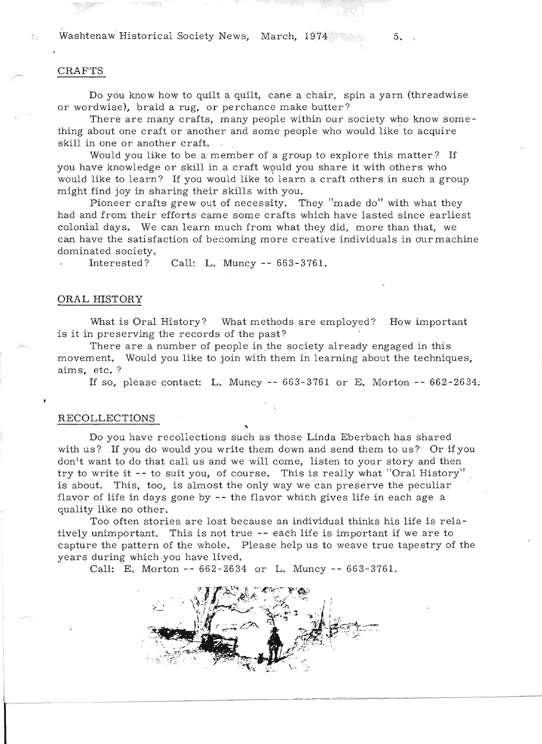## CRAFTS

Do you know how to quilt a quilt, cane a chair, spin a yarn (threadwise or wordwise), braid a rug, or perchance make butter?

There are many crafts, many people within our society who know something about one craft or another and some people who would like to acquire skill in one or another craft.

Would you like to be a member of a group to explore this matter? If you have knowledge or skill in a craft would you share it with others who would like to learn? If you would like to learn a craft others in such a group might find joy in sharing their skills with you.

Pioneer crafts grew out of necessity. They "made do" with what they had and from their efforts came some crafts which have lasted since earliest colonial days. We can learn much from what they did, more than that, we can have the satisfaction of becoming more creative individuals in our machine dominated society.

Interested? Call: L. Muncy -- 663-3761.

## ORAL HISTORY

What is Oral History? What methods are employed? How important is it in preserving the records of the past?

There are a number of people in the society already engaged in this movement. Would you like to join with them in learning about the techniques, aims, etc. ?

If so, please contact: L. Muncy -- 663-3761 or E. Morton -- 662-2634.

## RECOLLECTIONS

Do you have recollections such as those Linda Eberbach has shared with us? If you do would you write them down and send them to us? Or if you don't want to do that call us and we will come, listen to your story and then try to write it -- to suit you, of course. This is really what "Oral History" is about. This, too, is almost the only way we can preserve the peculiar flavor of life in days gone by -- the flavor which gives life in each age a quality like no other.

Too often stories are lost because an individual thinks his life is relatively unimportant. This is not true -- each life is important if we are to capture the pattern of the whole. Please help us to weave true tapestry of the years during which you have lived.

Call: E. Morton -- 662-2634 or L. Muncy -- 663-3761.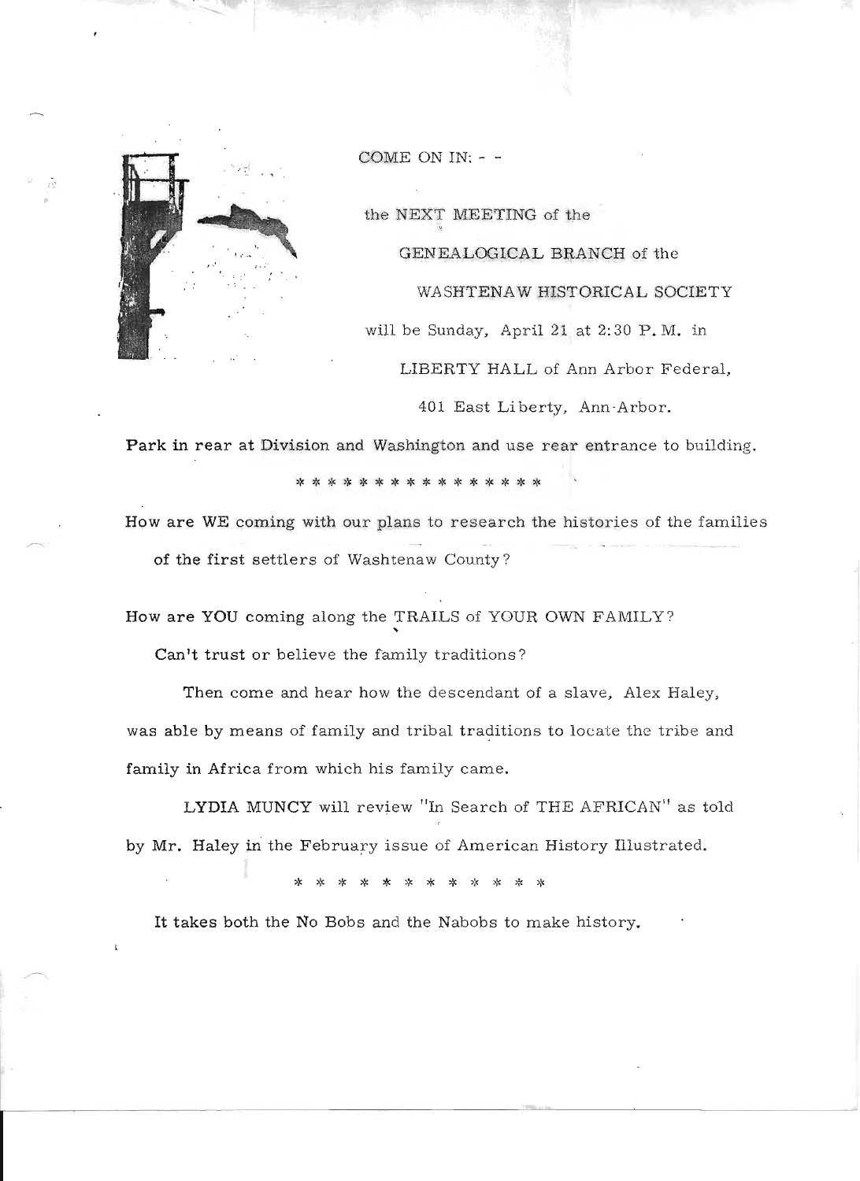COME ON IN: - -

the NEXT MEETING of the

GENEALOGICAL BRANCH of the

WASHTENAW HISTORICAL SOCIETY

will be Sunday, April 21 at 2:30 P.M. in

LIBERTY HALL of Ann Arbor Federal,

401 East Liberty, Ann Arbor.

Park in rear at Division and Washington and use rear entrance to building.

* * * * * * * * * * * * * * * *

How are WE coming with our plans to research the histories of the families of the first settlers of Washtenaw County?

How are YOU coming along the TRAILS of YOUR OWN FAMILY?

Can't trust or believe the family traditions?

Then come and hear how the descendant of a slave, Alex Haley, was able by means of family and tribal traditions to locate the tribe and family in Africa from which his family came.

LYDIA MUNCY will review "In Search of THE AFRICAN" as told by Mr. Haley in the February issue of American History Illustrated.

* * * * * * * * * * * *

It takes both the No Bobs and the Nabobs to make history.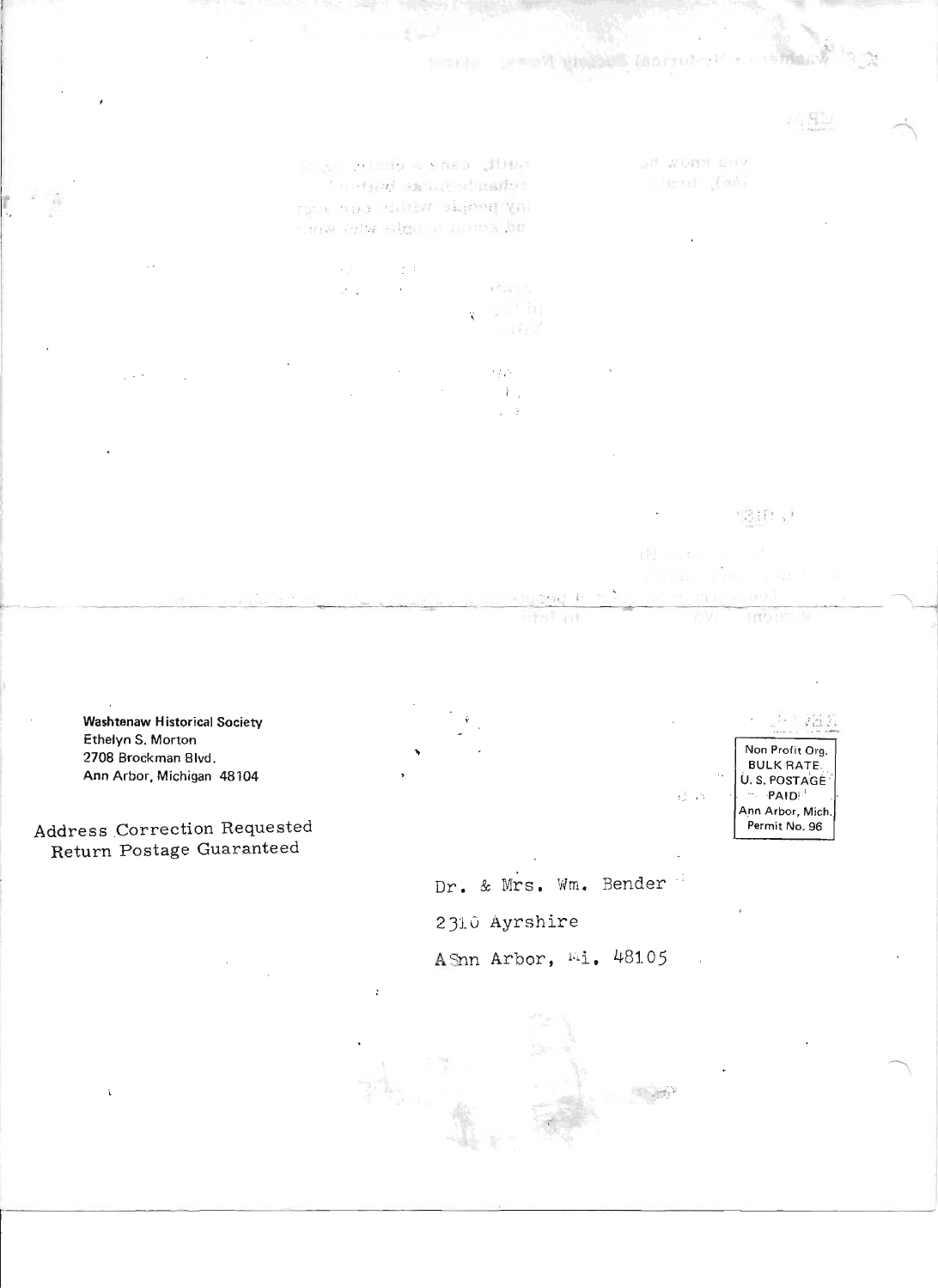Washtenaw Historical Society
Ethelyn S. Morton
2708 Brockman Blvd.
Ann Arbor, Michigan 48104

Address Correction Requested
Return Postage Guaranteed

Non Profit Org.
BULK RATE
U. S. POSTAGE
PAID
Ann Arbor, Mich.
Permit No. 96

Dr. & Mrs. Wm. Bender

2310 Ayrshire

Ann Arbor, Mi. 48105